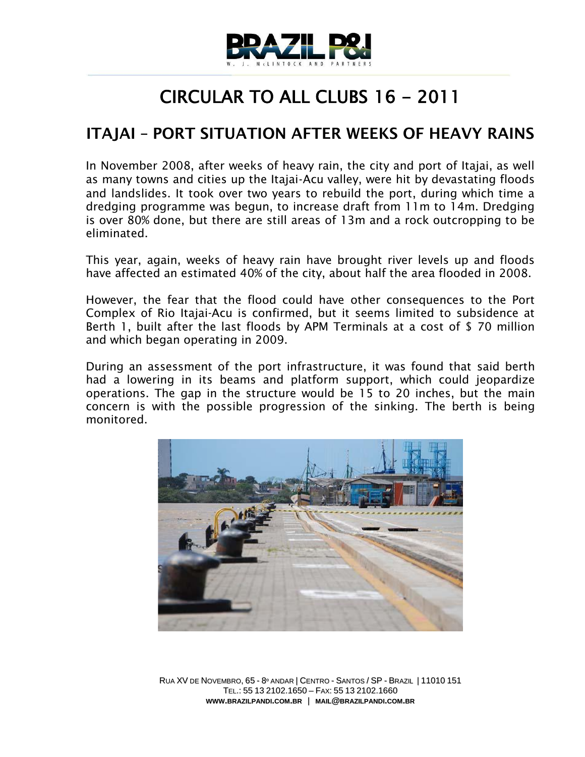# CIRCULAR TO ALL CLUBS 16 - 2011

## ITAJAI – PORT SITUATION AFTER WEEKS OF HEAVY RAINS

In November 2008, after weeks of heavy rain, the city and port of Itajai, as well as many towns and cities up the Itajai-Acu valley, were hit by devastating floods and landslides. It took over two years to rebuild the port, during which time a dredging programme was begun, to increase draft from 11m to 14m. Dredging is over 80% done, but there are still areas of 13m and a rock outcropping to be eliminated.

This year, again, weeks of heavy rain have brought river levels up and floods have affected an estimated 40% of the city, about half the area flooded in 2008.

However, the fear that the flood could have other consequences to the Port Complex of Rio Itajai-Acu is confirmed, but it seems limited to subsidence at Berth 1, built after the last floods by APM Terminals at a cost of $ 70 million and which began operating in 2009.

During an assessment of the port infrastructure, it was found that said berth had a lowering in its beams and platform support, which could jeopardize operations. The gap in the structure would be 15 to 20 inches, but the main concern is with the possible progression of the sinking. The berth is being monitored.

Rua XV de Novembro, 65 - 8º andar | Centro - Santos / SP - Brazil | 11010 151
Tel.: 55 13 2102.1650 – Fax: 55 13 2102.1660
www.brazilpandi.com.br | mail@brazilpandi.com.br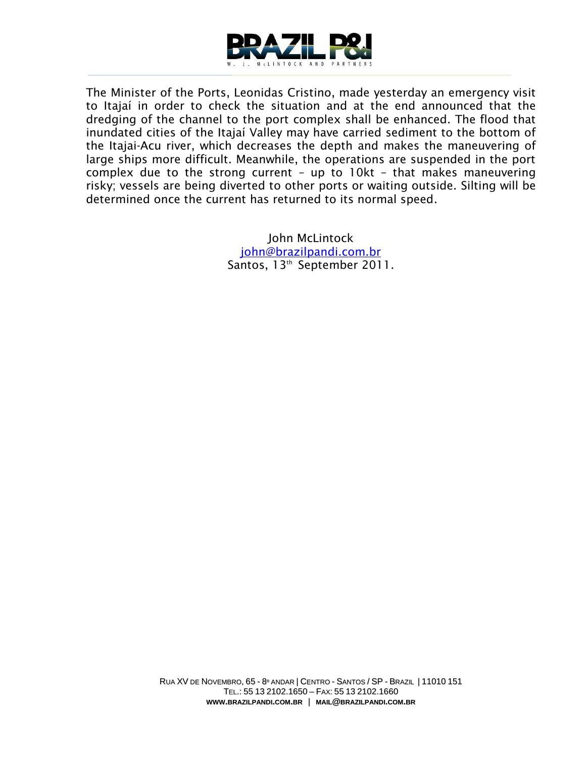The Minister of the Ports, Leonidas Cristino, made yesterday an emergency visit to Itajaí in order to check the situation and at the end announced that the dredging of the channel to the port complex shall be enhanced. The flood that inundated cities of the Itajaí Valley may have carried sediment to the bottom of the Itajai-Acu river, which decreases the depth and makes the maneuvering of large ships more difficult. Meanwhile, the operations are suspended in the port complex due to the strong current – up to 10kt – that makes maneuvering risky; vessels are being diverted to other ports or waiting outside. Silting will be determined once the current has returned to its normal speed.

John McLintock
john@brazilpandi.com.br
Santos, 13th September 2011.